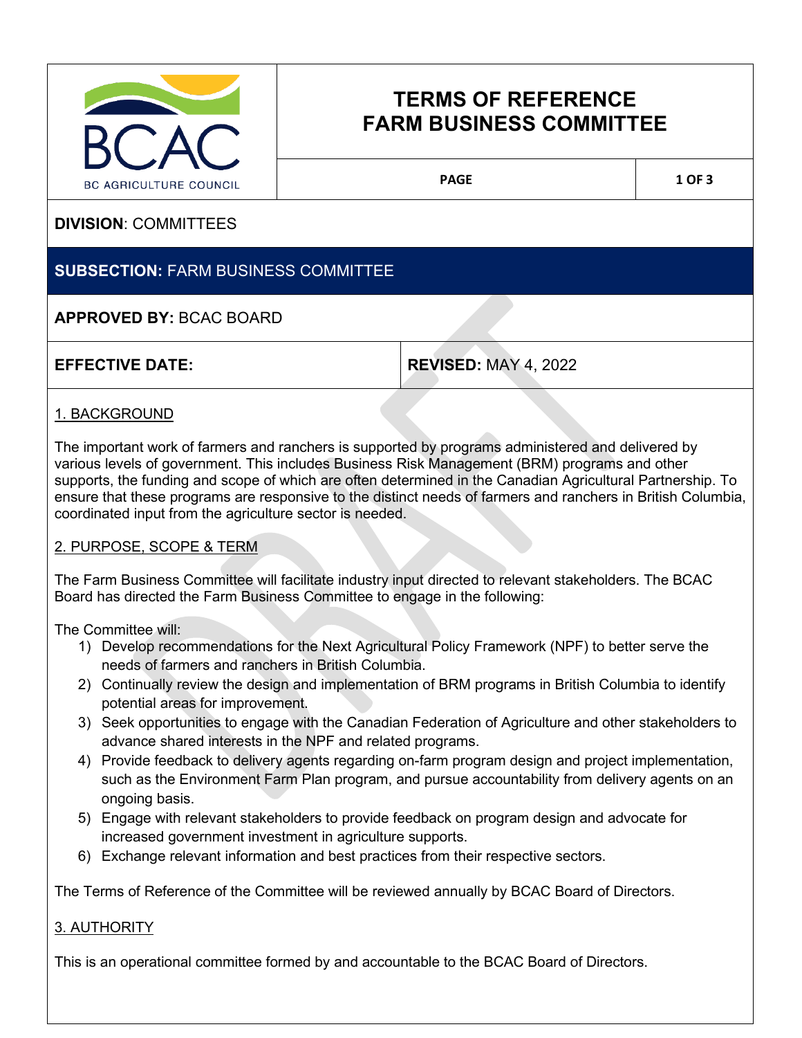# TERMS OF REFERENCE
# FARM BUSINESS COMMITTEE

BC AGRICULTURE COUNCIL

**DIVISION**: COMMITTEES

**SUBSECTION:** FARM BUSINESS COMMITTEE

**APPROVED BY:** BCAC BOARD

| **EFFECTIVE DATE:** | **REVISED:** MAY 4, 2022 |
| --- | --- |

## 1. BACKGROUND

The important work of farmers and ranchers is supported by programs administered and delivered by various levels of government. This includes Business Risk Management (BRM) programs and other supports, the funding and scope of which are often determined in the Canadian Agricultural Partnership. To ensure that these programs are responsive to the distinct needs of farmers and ranchers in British Columbia, coordinated input from the agriculture sector is needed.

## 2. PURPOSE, SCOPE & TERM

The Farm Business Committee will facilitate industry input directed to relevant stakeholders. The BCAC Board has directed the Farm Business Committee to engage in the following:

The Committee will:

1) Develop recommendations for the Next Agricultural Policy Framework (NPF) to better serve the needs of farmers and ranchers in British Columbia.
2) Continually review the design and implementation of BRM programs in British Columbia to identify potential areas for improvement.
3) Seek opportunities to engage with the Canadian Federation of Agriculture and other stakeholders to advance shared interests in the NPF and related programs.
4) Provide feedback to delivery agents regarding on-farm program design and project implementation, such as the Environment Farm Plan program, and pursue accountability from delivery agents on an ongoing basis.
5) Engage with relevant stakeholders to provide feedback on program design and advocate for increased government investment in agriculture supports.
6) Exchange relevant information and best practices from their respective sectors.

The Terms of Reference of the Committee will be reviewed annually by BCAC Board of Directors.

## 3. AUTHORITY

This is an operational committee formed by and accountable to the BCAC Board of Directors.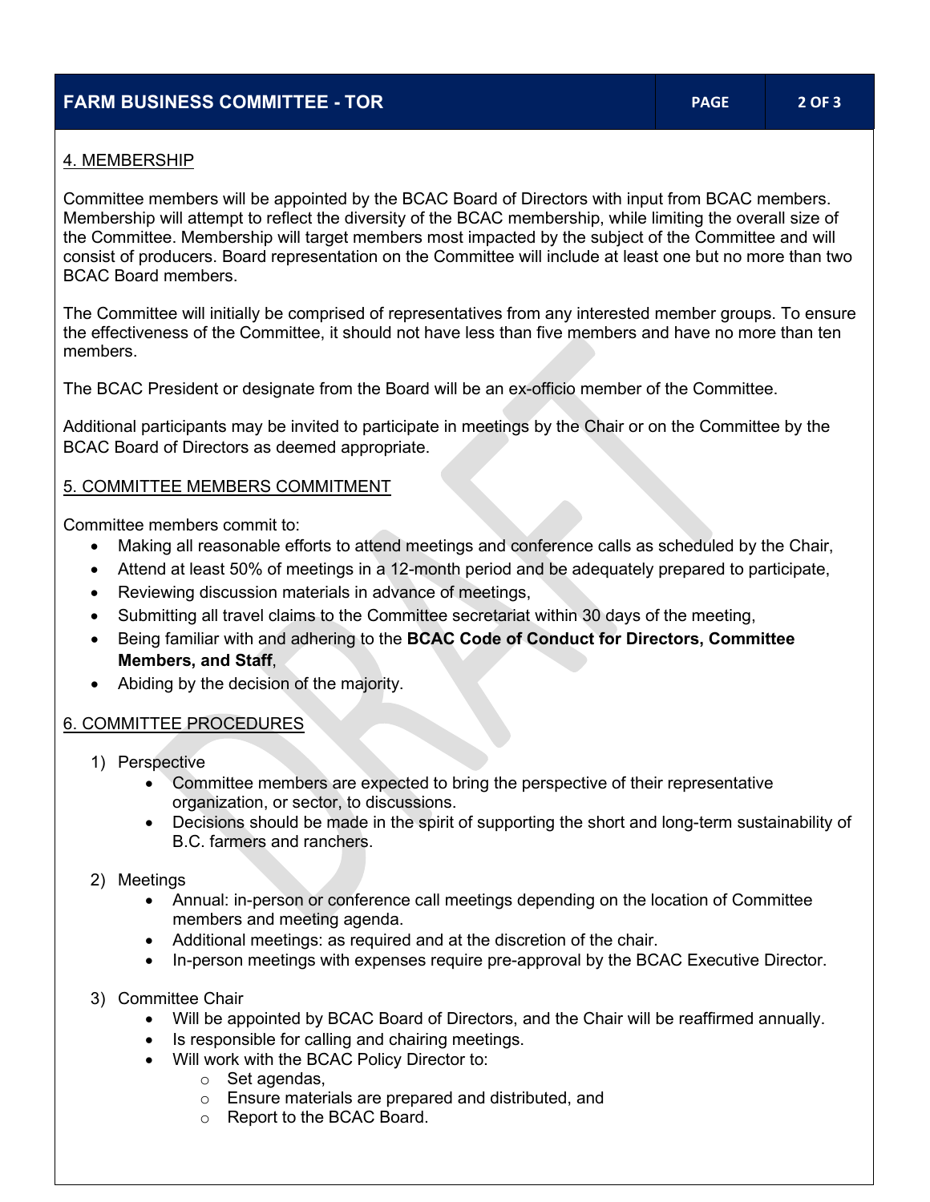## 4. MEMBERSHIP

Committee members will be appointed by the BCAC Board of Directors with input from BCAC members. Membership will attempt to reflect the diversity of the BCAC membership, while limiting the overall size of the Committee. Membership will target members most impacted by the subject of the Committee and will consist of producers. Board representation on the Committee will include at least one but no more than two BCAC Board members.

The Committee will initially be comprised of representatives from any interested member groups. To ensure the effectiveness of the Committee, it should not have less than five members and have no more than ten members.

The BCAC President or designate from the Board will be an ex-officio member of the Committee.

Additional participants may be invited to participate in meetings by the Chair or on the Committee by the BCAC Board of Directors as deemed appropriate.

## 5. COMMITTEE MEMBERS COMMITMENT

Committee members commit to:

- Making all reasonable efforts to attend meetings and conference calls as scheduled by the Chair,
- Attend at least 50% of meetings in a 12-month period and be adequately prepared to participate,
- Reviewing discussion materials in advance of meetings,
- Submitting all travel claims to the Committee secretariat within 30 days of the meeting,
- Being familiar with and adhering to the **BCAC Code of Conduct for Directors, Committee Members, and Staff**,
- Abiding by the decision of the majority.

## 6. COMMITTEE PROCEDURES

1) Perspective
   - Committee members are expected to bring the perspective of their representative organization, or sector, to discussions.
   - Decisions should be made in the spirit of supporting the short and long-term sustainability of B.C. farmers and ranchers.

2) Meetings
   - Annual: in-person or conference call meetings depending on the location of Committee members and meeting agenda.
   - Additional meetings: as required and at the discretion of the chair.
   - In-person meetings with expenses require pre-approval by the BCAC Executive Director.

3) Committee Chair
   - Will be appointed by BCAC Board of Directors, and the Chair will be reaffirmed annually.
   - Is responsible for calling and chairing meetings.
   - Will work with the BCAC Policy Director to:
     - Set agendas,
     - Ensure materials are prepared and distributed, and
     - Report to the BCAC Board.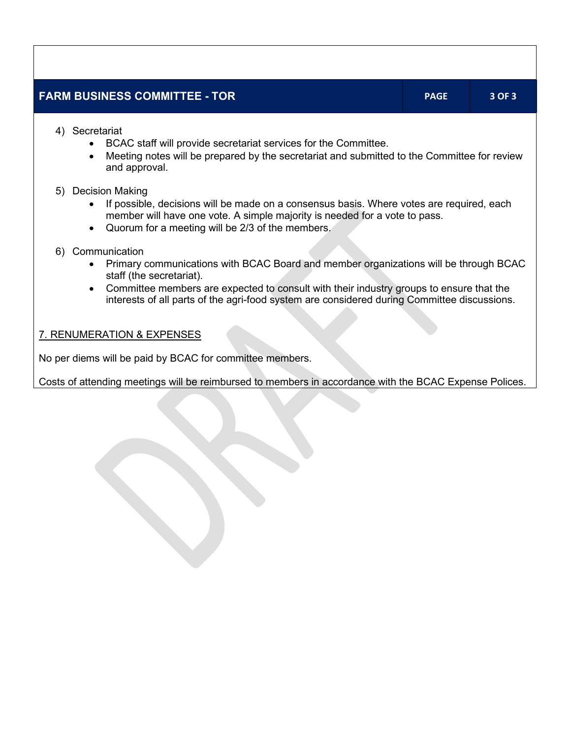4) Secretariat
   - BCAC staff will provide secretariat services for the Committee.
   - Meeting notes will be prepared by the secretariat and submitted to the Committee for review and approval.

5) Decision Making
   - If possible, decisions will be made on a consensus basis. Where votes are required, each member will have one vote. A simple majority is needed for a vote to pass.
   - Quorum for a meeting will be 2/3 of the members.

6) Communication
   - Primary communications with BCAC Board and member organizations will be through BCAC staff (the secretariat).
   - Committee members are expected to consult with their industry groups to ensure that the interests of all parts of the agri-food system are considered during Committee discussions.

## 7. RENUMERATION & EXPENSES

No per diems will be paid by BCAC for committee members.

Costs of attending meetings will be reimbursed to members in accordance with the BCAC Expense Polices.